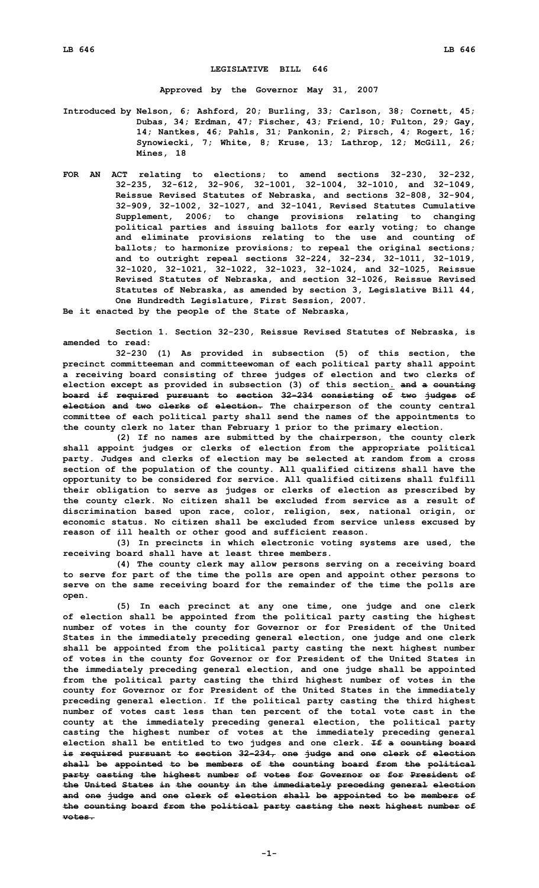# LEGISLATIVE BILL 646

**Approved by the Governor May 31, 2007**

**Introduced by Nelson, 6; Ashford, 20; Burling, 33; Carlson, 38; Cornett, 45; Dubas, 34; Erdman, 47; Fischer, 43; Friend, 10; Fulton, 29; Gay, 14; Nantkes, 46; Pahls, 31; Pankonin, 2; Pirsch, 4; Rogert, 16; Synowiecki, 7; White, 8; Kruse, 13; Lathrop, 12; McGill, 26; Mines, 18**

**FOR AN ACT relating to elections; to amend sections 32-230, 32-232, 32-235, 32-612, 32-906, 32-1001, 32-1004, 32-1010, and 32-1049, Reissue Revised Statutes of Nebraska, and sections 32-808, 32-904, 32-909, 32-1002, 32-1027, and 32-1041, Revised Statutes Cumulative Supplement, 2006; to change provisions relating to changing political parties and issuing ballots for early voting; to change and eliminate provisions relating to the use and counting of ballots; to harmonize provisions; to repeal the original sections; and to outright repeal sections 32-224, 32-234, 32-1011, 32-1019, 32-1020, 32-1021, 32-1022, 32-1023, 32-1024, and 32-1025, Reissue Revised Statutes of Nebraska, and section 32-1026, Reissue Revised Statutes of Nebraska, as amended by section 3, Legislative Bill 44, One Hundredth Legislature, First Session, 2007.**

**Be it enacted by the people of the State of Nebraska,**

**Section 1. Section 32-230, Reissue Revised Statutes of Nebraska, is amended to read:**

**32-230 (1) As provided in subsection (5) of this section, the precinct committeeman and committeewoman of each political party shall appoint a receiving board consisting of three judges of election and two clerks of election except as provided in subsection (3) of this section. ~~and a counting board if required pursuant to section 32-234 consisting of two judges of election and two clerks of election.~~ The chairperson of the county central committee of each political party shall send the names of the appointments to the county clerk no later than February 1 prior to the primary election.**

**(2) If no names are submitted by the chairperson, the county clerk shall appoint judges or clerks of election from the appropriate political party. Judges and clerks of election may be selected at random from a cross section of the population of the county. All qualified citizens shall have the opportunity to be considered for service. All qualified citizens shall fulfill their obligation to serve as judges or clerks of election as prescribed by the county clerk. No citizen shall be excluded from service as a result of discrimination based upon race, color, religion, sex, national origin, or economic status. No citizen shall be excluded from service unless excused by reason of ill health or other good and sufficient reason.**

**(3) In precincts in which electronic voting systems are used, the receiving board shall have at least three members.**

**(4) The county clerk may allow persons serving on a receiving board to serve for part of the time the polls are open and appoint other persons to serve on the same receiving board for the remainder of the time the polls are open.**

**(5) In each precinct at any one time, one judge and one clerk of election shall be appointed from the political party casting the highest number of votes in the county for Governor or for President of the United States in the immediately preceding general election, one judge and one clerk shall be appointed from the political party casting the next highest number of votes in the county for Governor or for President of the United States in the immediately preceding general election, and one judge shall be appointed from the political party casting the third highest number of votes in the county for Governor or for President of the United States in the immediately preceding general election. If the political party casting the third highest number of votes cast less than ten percent of the total vote cast in the county at the immediately preceding general election, the political party casting the highest number of votes at the immediately preceding general election shall be entitled to two judges and one clerk. ~~If a counting board is required pursuant to section 32-234, one judge and one clerk of election shall be appointed to be members of the counting board from the political party casting the highest number of votes for Governor or for President of the United States in the county in the immediately preceding general election and one judge and one clerk of election shall be appointed to be members of the counting board from the political party casting the next highest number of votes.~~**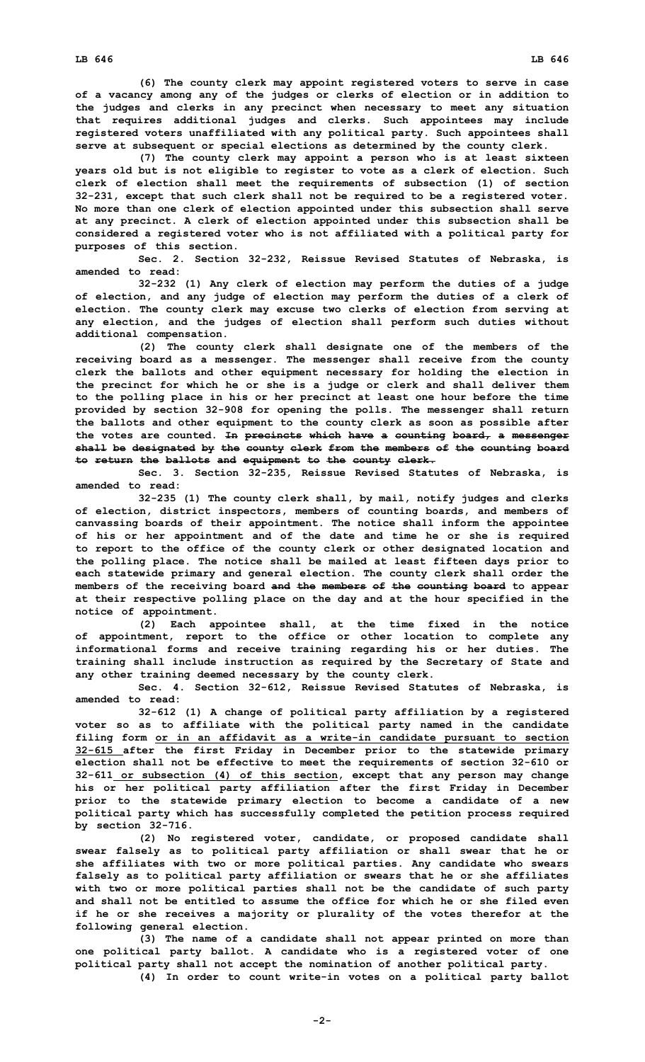(6) The county clerk may appoint registered voters to serve in case of a vacancy among any of the judges or clerks of election or in addition to the judges and clerks in any precinct when necessary to meet any situation that requires additional judges and clerks. Such appointees may include registered voters unaffiliated with any political party. Such appointees shall serve at subsequent or special elections as determined by the county clerk.

(7) The county clerk may appoint a person who is at least sixteen years old but is not eligible to register to vote as a clerk of election. Such clerk of election shall meet the requirements of subsection (1) of section 32-231, except that such clerk shall not be required to be a registered voter. No more than one clerk of election appointed under this subsection shall serve at any precinct. A clerk of election appointed under this subsection shall be considered a registered voter who is not affiliated with a political party for purposes of this section.

Sec. 2. Section 32-232, Reissue Revised Statutes of Nebraska, is amended to read:

32-232 (1) Any clerk of election may perform the duties of a judge of election, and any judge of election may perform the duties of a clerk of election. The county clerk may excuse two clerks of election from serving at any election, and the judges of election shall perform such duties without additional compensation.

(2) The county clerk shall designate one of the members of the receiving board as a messenger. The messenger shall receive from the county clerk the ballots and other equipment necessary for holding the election in the precinct for which he or she is a judge or clerk and shall deliver them to the polling place in his or her precinct at least one hour before the time provided by section 32-908 for opening the polls. The messenger shall return the ballots and other equipment to the county clerk as soon as possible after the votes are counted. ~~In precincts which have a counting board, a messenger shall be designated by the county clerk from the members of the counting board to return the ballots and equipment to the county clerk.~~

Sec. 3. Section 32-235, Reissue Revised Statutes of Nebraska, is amended to read:

32-235 (1) The county clerk shall, by mail, notify judges and clerks of election, district inspectors, members of counting boards, and members of canvassing boards of their appointment. The notice shall inform the appointee of his or her appointment and of the date and time he or she is required to report to the office of the county clerk or other designated location and the polling place. The notice shall be mailed at least fifteen days prior to each statewide primary and general election. The county clerk shall order the members of the receiving board ~~and the members of the counting board~~ to appear at their respective polling place on the day and at the hour specified in the notice of appointment.

(2) Each appointee shall, at the time fixed in the notice of appointment, report to the office or other location to complete any informational forms and receive training regarding his or her duties. The training shall include instruction as required by the Secretary of State and any other training deemed necessary by the county clerk.

Sec. 4. Section 32-612, Reissue Revised Statutes of Nebraska, is amended to read:

32-612 (1) A change of political party affiliation by a registered voter so as to affiliate with the political party named in the candidate filing form <u>or in an affidavit as a write-in candidate pursuant to section 32-615</u> after the first Friday in December prior to the statewide primary election shall not be effective to meet the requirements of section 32-610 or 32-611 <u>or subsection (4) of this section</u>, except that any person may change his or her political party affiliation after the first Friday in December prior to the statewide primary election to become a candidate of a new political party which has successfully completed the petition process required by section 32-716.

(2) No registered voter, candidate, or proposed candidate shall swear falsely as to political party affiliation or shall swear that he or she affiliates with two or more political parties. Any candidate who swears falsely as to political party affiliation or swears that he or she affiliates with two or more political parties shall not be the candidate of such party and shall not be entitled to assume the office for which he or she filed even if he or she receives a majority or plurality of the votes therefor at the following general election.

(3) The name of a candidate shall not appear printed on more than one political party ballot. A candidate who is a registered voter of one political party shall not accept the nomination of another political party.

(4) In order to count write-in votes on a political party ballot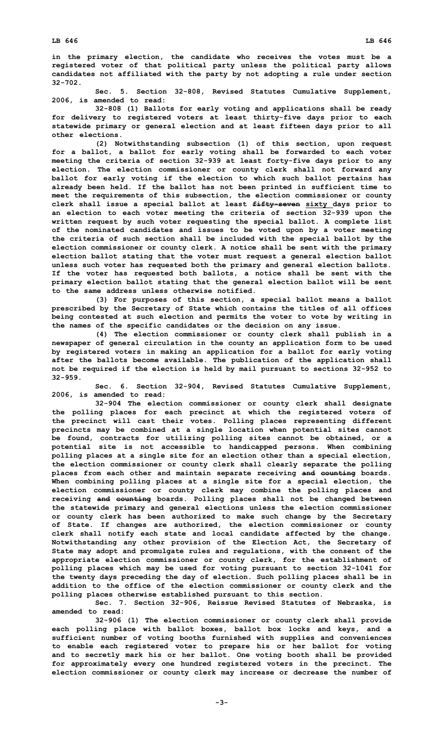**in the primary election, the candidate who receives the votes must be a registered voter of that political party unless the political party allows candidates not affiliated with the party by not adopting a rule under section 32-702.**

**Sec. 5. Section 32-808, Revised Statutes Cumulative Supplement, 2006, is amended to read:**

**32-808 (1) Ballots for early voting and applications shall be ready for delivery to registered voters at least thirty-five days prior to each statewide primary or general election and at least fifteen days prior to all other elections.**

**(2) Notwithstanding subsection (1) of this section, upon request for a ballot, a ballot for early voting shall be forwarded to each voter meeting the criteria of section 32-939 at least forty-five days prior to any election. The election commissioner or county clerk shall not forward any ballot for early voting if the election to which such ballot pertains has already been held. If the ballot has not been printed in sufficient time to meet the requirements of this subsection, the election commissioner or county clerk shall issue a special ballot at least ~~fifty-seven~~ sixty days prior to an election to each voter meeting the criteria of section 32-939 upon the written request by such voter requesting the special ballot. A complete list of the nominated candidates and issues to be voted upon by a voter meeting the criteria of such section shall be included with the special ballot by the election commissioner or county clerk. A notice shall be sent with the primary election ballot stating that the voter must request a general election ballot unless such voter has requested both the primary and general election ballots. If the voter has requested both ballots, a notice shall be sent with the primary election ballot stating that the general election ballot will be sent to the same address unless otherwise notified.**

**(3) For purposes of this section, a special ballot means a ballot prescribed by the Secretary of State which contains the titles of all offices being contested at such election and permits the voter to vote by writing in the names of the specific candidates or the decision on any issue.**

**(4) The election commissioner or county clerk shall publish in a newspaper of general circulation in the county an application form to be used by registered voters in making an application for a ballot for early voting after the ballots become available. The publication of the application shall not be required if the election is held by mail pursuant to sections 32-952 to 32-959.**

**Sec. 6. Section 32-904, Revised Statutes Cumulative Supplement, 2006, is amended to read:**

**32-904 The election commissioner or county clerk shall designate the polling places for each precinct at which the registered voters of the precinct will cast their votes. Polling places representing different precincts may be combined at a single location when potential sites cannot be found, contracts for utilizing polling sites cannot be obtained, or a potential site is not accessible to handicapped persons. When combining polling places at a single site for an election other than a special election, the election commissioner or county clerk shall clearly separate the polling places from each other and maintain separate receiving ~~and counting~~ boards. When combining polling places at a single site for a special election, the election commissioner or county clerk may combine the polling places and receiving ~~and counting~~ boards. Polling places shall not be changed between the statewide primary and general elections unless the election commissioner or county clerk has been authorized to make such change by the Secretary of State. If changes are authorized, the election commissioner or county clerk shall notify each state and local candidate affected by the change. Notwithstanding any other provision of the Election Act, the Secretary of State may adopt and promulgate rules and regulations, with the consent of the appropriate election commissioner or county clerk, for the establishment of polling places which may be used for voting pursuant to section 32-1041 for the twenty days preceding the day of election. Such polling places shall be in addition to the office of the election commissioner or county clerk and the polling places otherwise established pursuant to this section.**

**Sec. 7. Section 32-906, Reissue Revised Statutes of Nebraska, is amended to read:**

**32-906 (1) The election commissioner or county clerk shall provide each polling place with ballot boxes, ballot box locks and keys, and a sufficient number of voting booths furnished with supplies and conveniences to enable each registered voter to prepare his or her ballot for voting and to secretly mark his or her ballot. One voting booth shall be provided for approximately every one hundred registered voters in the precinct. The election commissioner or county clerk may increase or decrease the number of**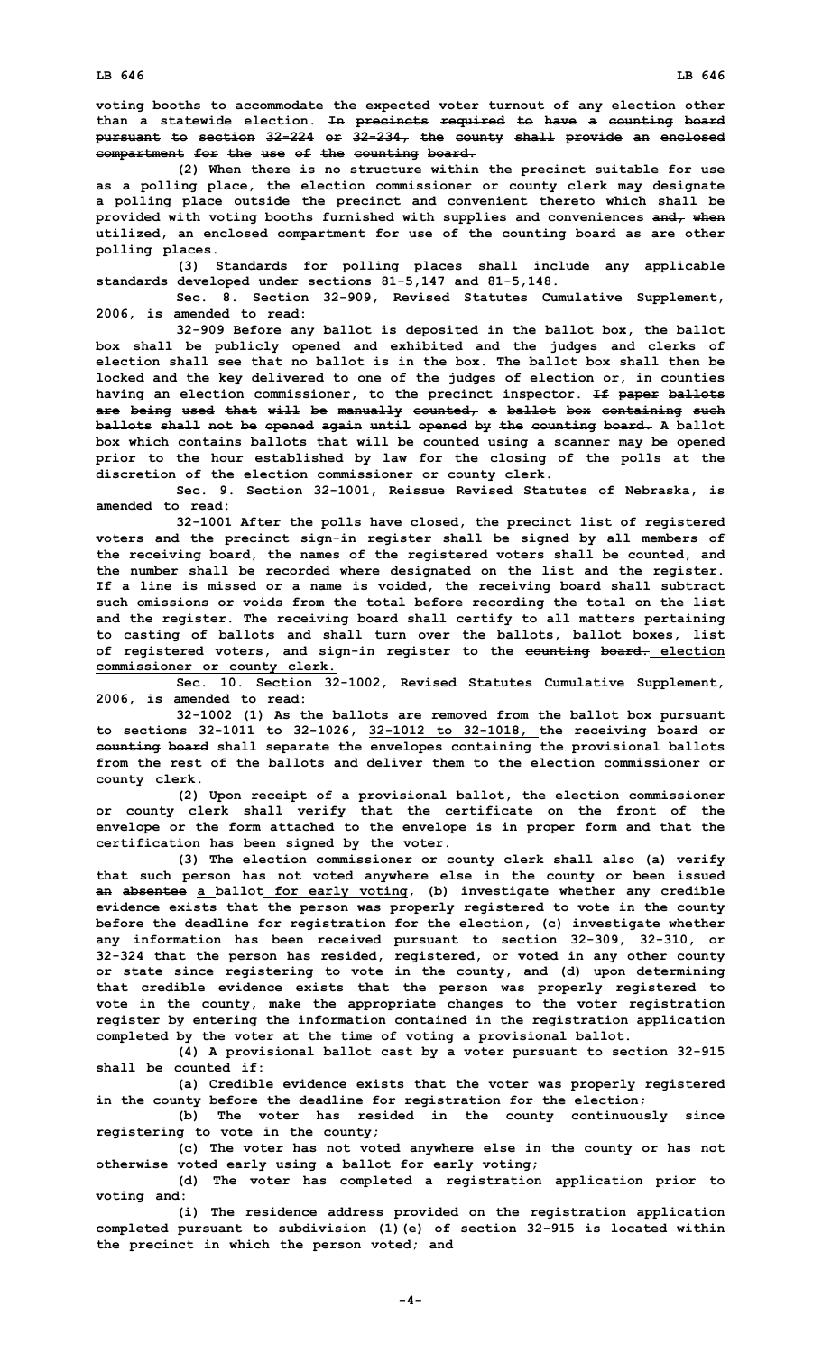voting booths to accommodate the expected voter turnout of any election other than a statewide election. ~~In precincts required to have a counting board pursuant to section 32-224 or 32-234, the county shall provide an enclosed compartment for the use of the counting board.~~

(2) When there is no structure within the precinct suitable for use as a polling place, the election commissioner or county clerk may designate a polling place outside the precinct and convenient thereto which shall be provided with voting booths furnished with supplies and conveniences ~~and, when utilized, an enclosed compartment for use of the counting board~~ as are other polling places.

(3) Standards for polling places shall include any applicable standards developed under sections 81-5,147 and 81-5,148.

Sec. 8. Section 32-909, Revised Statutes Cumulative Supplement, 2006, is amended to read:

32-909 Before any ballot is deposited in the ballot box, the ballot box shall be publicly opened and exhibited and the judges and clerks of election shall see that no ballot is in the box. The ballot box shall then be locked and the key delivered to one of the judges of election or, in counties having an election commissioner, to the precinct inspector. ~~If paper ballots are being used that will be manually counted, a ballot box containing such ballots shall not be opened again until opened by the counting board.~~ A ballot box which contains ballots that will be counted using a scanner may be opened prior to the hour established by law for the closing of the polls at the discretion of the election commissioner or county clerk.

Sec. 9. Section 32-1001, Reissue Revised Statutes of Nebraska, is amended to read:

32-1001 After the polls have closed, the precinct list of registered voters and the precinct sign-in register shall be signed by all members of the receiving board, the names of the registered voters shall be counted, and the number shall be recorded where designated on the list and the register. If a line is missed or a name is voided, the receiving board shall subtract such omissions or voids from the total before recording the total on the list and the register. The receiving board shall certify to all matters pertaining to casting of ballots and shall turn over the ballots, ballot boxes, list of registered voters, and sign-in register to the ~~counting board.~~ <u>election commissioner or county clerk.</u>

Sec. 10. Section 32-1002, Revised Statutes Cumulative Supplement, 2006, is amended to read:

32-1002 (1) As the ballots are removed from the ballot box pursuant to sections ~~32-1011 to 32-1026,~~ <u>32-1012 to 32-1018,</u> the receiving board ~~or counting board~~ shall separate the envelopes containing the provisional ballots from the rest of the ballots and deliver them to the election commissioner or county clerk.

(2) Upon receipt of a provisional ballot, the election commissioner or county clerk shall verify that the certificate on the front of the envelope or the form attached to the envelope is in proper form and that the certification has been signed by the voter.

(3) The election commissioner or county clerk shall also (a) verify that such person has not voted anywhere else in the county or been issued ~~an absentee~~ <u>a</u> ballot <u>for early voting</u>, (b) investigate whether any credible evidence exists that the person was properly registered to vote in the county before the deadline for registration for the election, (c) investigate whether any information has been received pursuant to section 32-309, 32-310, or 32-324 that the person has resided, registered, or voted in any other county or state since registering to vote in the county, and (d) upon determining that credible evidence exists that the person was properly registered to vote in the county, make the appropriate changes to the voter registration register by entering the information contained in the registration application completed by the voter at the time of voting a provisional ballot.

(4) A provisional ballot cast by a voter pursuant to section 32-915 shall be counted if:

(a) Credible evidence exists that the voter was properly registered in the county before the deadline for registration for the election;

(b) The voter has resided in the county continuously since registering to vote in the county;

(c) The voter has not voted anywhere else in the county or has not otherwise voted early using a ballot for early voting;

(d) The voter has completed a registration application prior to voting and:

(i) The residence address provided on the registration application completed pursuant to subdivision (1)(e) of section 32-915 is located within the precinct in which the person voted; and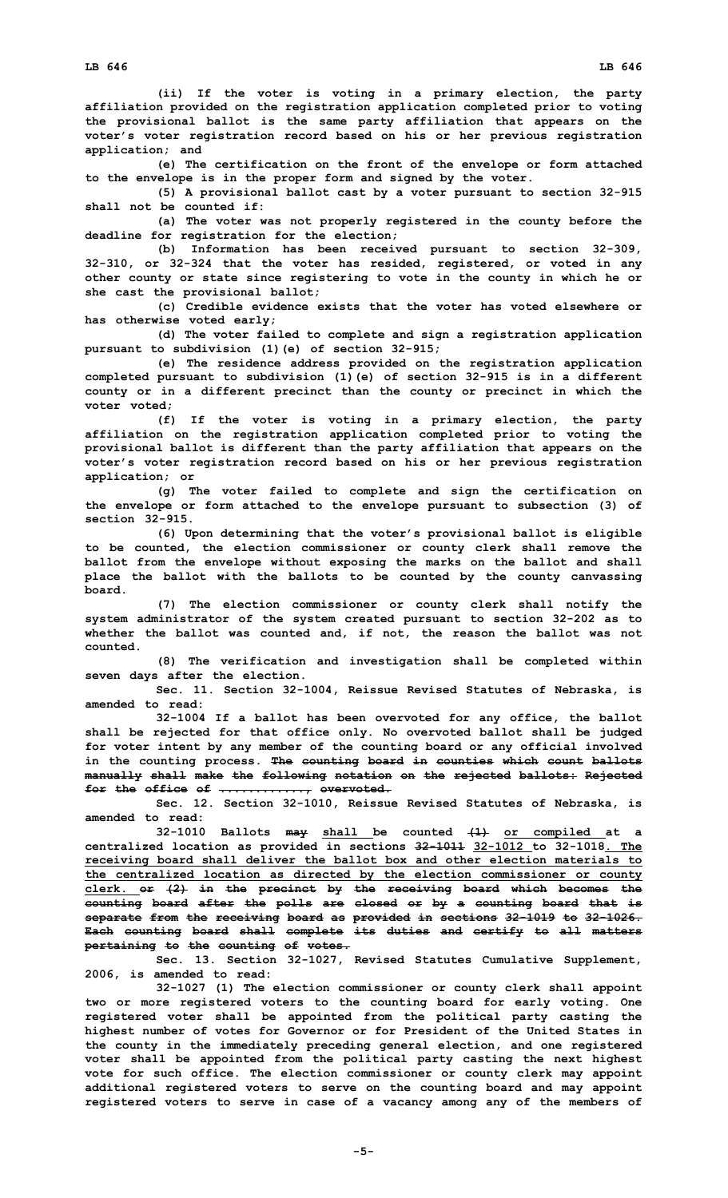(ii) If the voter is voting in a primary election, the party affiliation provided on the registration application completed prior to voting the provisional ballot is the same party affiliation that appears on the voter's voter registration record based on his or her previous registration application; and

(e) The certification on the front of the envelope or form attached to the envelope is in the proper form and signed by the voter.

(5) A provisional ballot cast by a voter pursuant to section 32-915 shall not be counted if:

(a) The voter was not properly registered in the county before the deadline for registration for the election;

(b) Information has been received pursuant to section 32-309, 32-310, or 32-324 that the voter has resided, registered, or voted in any other county or state since registering to vote in the county in which he or she cast the provisional ballot;

(c) Credible evidence exists that the voter has voted elsewhere or has otherwise voted early;

(d) The voter failed to complete and sign a registration application pursuant to subdivision (1)(e) of section 32-915;

(e) The residence address provided on the registration application completed pursuant to subdivision (1)(e) of section 32-915 is in a different county or in a different precinct than the county or precinct in which the voter voted;

(f) If the voter is voting in a primary election, the party affiliation on the registration application completed prior to voting the provisional ballot is different than the party affiliation that appears on the voter's voter registration record based on his or her previous registration application; or

(g) The voter failed to complete and sign the certification on the envelope or form attached to the envelope pursuant to subsection (3) of section 32-915.

(6) Upon determining that the voter's provisional ballot is eligible to be counted, the election commissioner or county clerk shall remove the ballot from the envelope without exposing the marks on the ballot and shall place the ballot with the ballots to be counted by the county canvassing board.

(7) The election commissioner or county clerk shall notify the system administrator of the system created pursuant to section 32-202 as to whether the ballot was counted and, if not, the reason the ballot was not counted.

(8) The verification and investigation shall be completed within seven days after the election.

Sec. 11. Section 32-1004, Reissue Revised Statutes of Nebraska, is amended to read:

32-1004 If a ballot has been overvoted for any office, the ballot shall be rejected for that office only. No overvoted ballot shall be judged for voter intent by any member of the counting board or any official involved in the counting process. ~~The counting board in counties which count ballots manually shall make the following notation on the rejected ballots: Rejected for the office of .............., overvoted.~~

Sec. 12. Section 32-1010, Reissue Revised Statutes of Nebraska, is amended to read:

32-1010 Ballots ~~may~~ <u>shall</u> be counted ~~(1)~~ <u>or compiled</u> at a centralized location as provided in sections ~~32-1011~~ <u>32-1012</u> to 32-1018<u>. The receiving board shall deliver the ballot box and other election materials to the centralized location as directed by the election commissioner or county clerk.</u> ~~or (2) in the precinct by the receiving board which becomes the counting board after the polls are closed or by a counting board that is separate from the receiving board as provided in sections 32-1019 to 32-1026. Each counting board shall complete its duties and certify to all matters pertaining to the counting of votes.~~

Sec. 13. Section 32-1027, Revised Statutes Cumulative Supplement, 2006, is amended to read:

32-1027 (1) The election commissioner or county clerk shall appoint two or more registered voters to the counting board for early voting. One registered voter shall be appointed from the political party casting the highest number of votes for Governor or for President of the United States in the county in the immediately preceding general election, and one registered voter shall be appointed from the political party casting the next highest vote for such office. The election commissioner or county clerk may appoint additional registered voters to serve on the counting board and may appoint registered voters to serve in case of a vacancy among any of the members of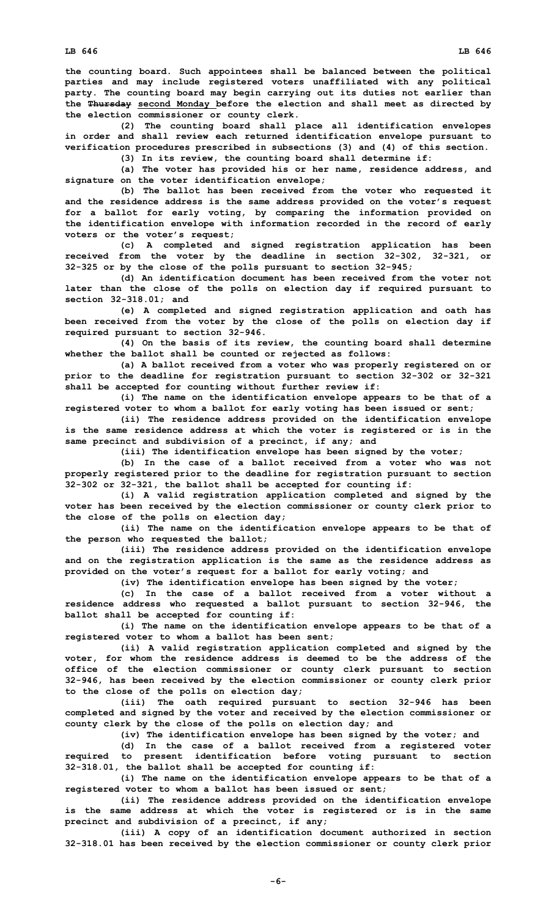the counting board. Such appointees shall be balanced between the political parties and may include registered voters unaffiliated with any political party. The counting board may begin carrying out its duties not earlier than the ~~Thursday~~ second Monday before the election and shall meet as directed by the election commissioner or county clerk.

(2) The counting board shall place all identification envelopes in order and shall review each returned identification envelope pursuant to verification procedures prescribed in subsections (3) and (4) of this section.

(3) In its review, the counting board shall determine if:

(a) The voter has provided his or her name, residence address, and signature on the voter identification envelope;

(b) The ballot has been received from the voter who requested it and the residence address is the same address provided on the voter's request for a ballot for early voting, by comparing the information provided on the identification envelope with information recorded in the record of early voters or the voter's request;

(c) A completed and signed registration application has been received from the voter by the deadline in section 32-302, 32-321, or 32-325 or by the close of the polls pursuant to section 32-945;

(d) An identification document has been received from the voter not later than the close of the polls on election day if required pursuant to section 32-318.01; and

(e) A completed and signed registration application and oath has been received from the voter by the close of the polls on election day if required pursuant to section 32-946.

(4) On the basis of its review, the counting board shall determine whether the ballot shall be counted or rejected as follows:

(a) A ballot received from a voter who was properly registered on or prior to the deadline for registration pursuant to section 32-302 or 32-321 shall be accepted for counting without further review if:

(i) The name on the identification envelope appears to be that of a registered voter to whom a ballot for early voting has been issued or sent;

(ii) The residence address provided on the identification envelope is the same residence address at which the voter is registered or is in the same precinct and subdivision of a precinct, if any; and

(iii) The identification envelope has been signed by the voter;

(b) In the case of a ballot received from a voter who was not properly registered prior to the deadline for registration pursuant to section 32-302 or 32-321, the ballot shall be accepted for counting if:

(i) A valid registration application completed and signed by the voter has been received by the election commissioner or county clerk prior to the close of the polls on election day;

(ii) The name on the identification envelope appears to be that of the person who requested the ballot;

(iii) The residence address provided on the identification envelope and on the registration application is the same as the residence address as provided on the voter's request for a ballot for early voting; and

(iv) The identification envelope has been signed by the voter;

(c) In the case of a ballot received from a voter without a residence address who requested a ballot pursuant to section 32-946, the ballot shall be accepted for counting if:

(i) The name on the identification envelope appears to be that of a registered voter to whom a ballot has been sent;

(ii) A valid registration application completed and signed by the voter, for whom the residence address is deemed to be the address of the office of the election commissioner or county clerk pursuant to section 32-946, has been received by the election commissioner or county clerk prior to the close of the polls on election day;

(iii) The oath required pursuant to section 32-946 has been completed and signed by the voter and received by the election commissioner or county clerk by the close of the polls on election day; and

(iv) The identification envelope has been signed by the voter; and

(d) In the case of a ballot received from a registered voter required to present identification before voting pursuant to section 32-318.01, the ballot shall be accepted for counting if:

(i) The name on the identification envelope appears to be that of a registered voter to whom a ballot has been issued or sent;

(ii) The residence address provided on the identification envelope is the same address at which the voter is registered or is in the same precinct and subdivision of a precinct, if any;

(iii) A copy of an identification document authorized in section 32-318.01 has been received by the election commissioner or county clerk prior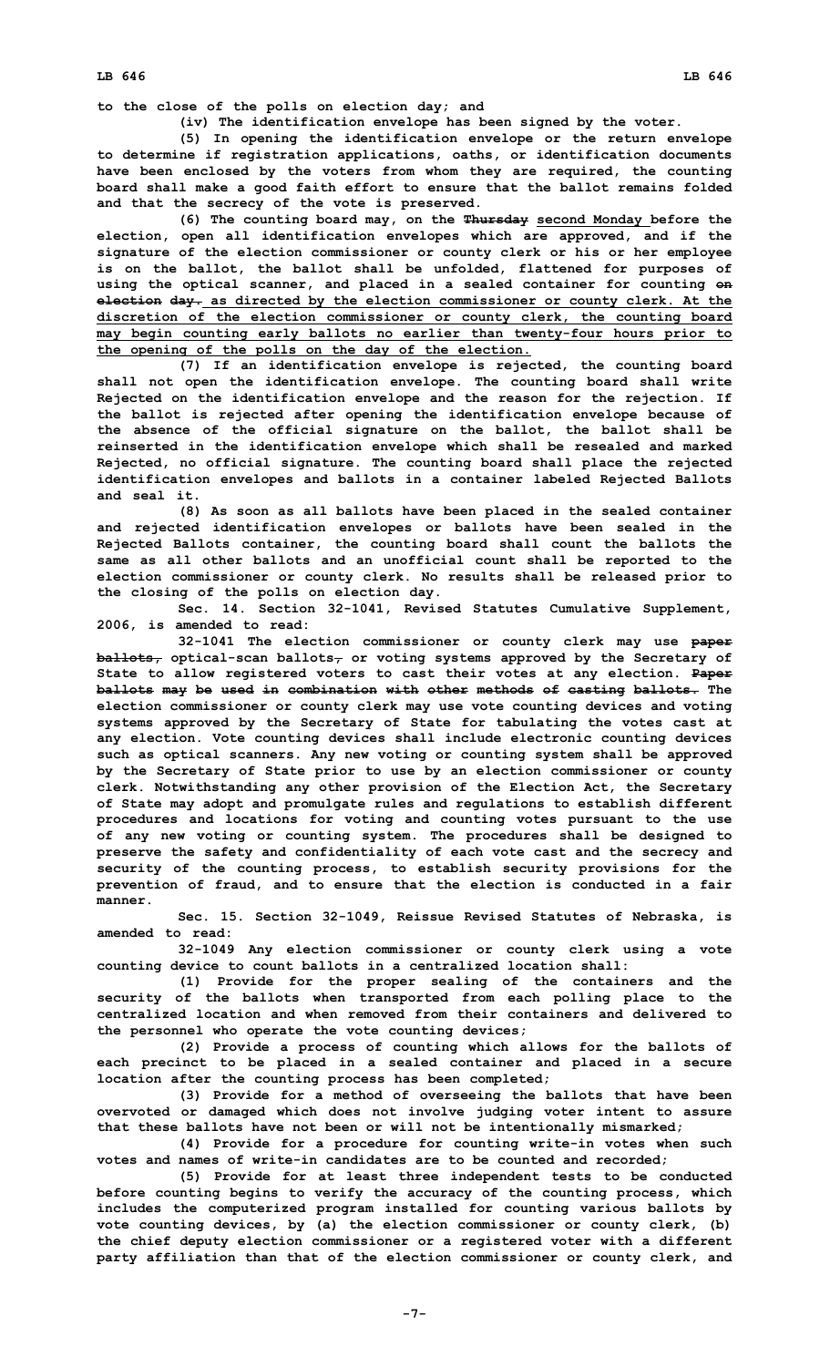to the close of the polls on election day; and

(iv) The identification envelope has been signed by the voter.

(5) In opening the identification envelope or the return envelope to determine if registration applications, oaths, or identification documents have been enclosed by the voters from whom they are required, the counting board shall make a good faith effort to ensure that the ballot remains folded and that the secrecy of the vote is preserved.

(6) The counting board may, on the ~~Thursday~~ second Monday before the election, open all identification envelopes which are approved, and if the signature of the election commissioner or county clerk or his or her employee is on the ballot, the ballot shall be unfolded, flattened for purposes of using the optical scanner, and placed in a sealed container for counting ~~on election day.~~ as directed by the election commissioner or county clerk. At the discretion of the election commissioner or county clerk, the counting board may begin counting early ballots no earlier than twenty-four hours prior to the opening of the polls on the day of the election.

(7) If an identification envelope is rejected, the counting board shall not open the identification envelope. The counting board shall write Rejected on the identification envelope and the reason for the rejection. If the ballot is rejected after opening the identification envelope because of the absence of the official signature on the ballot, the ballot shall be reinserted in the identification envelope which shall be resealed and marked Rejected, no official signature. The counting board shall place the rejected identification envelopes and ballots in a container labeled Rejected Ballots and seal it.

(8) As soon as all ballots have been placed in the sealed container and rejected identification envelopes or ballots have been sealed in the Rejected Ballots container, the counting board shall count the ballots the same as all other ballots and an unofficial count shall be reported to the election commissioner or county clerk. No results shall be released prior to the closing of the polls on election day.

Sec. 14. Section 32-1041, Revised Statutes Cumulative Supplement, 2006, is amended to read:

32-1041 The election commissioner or county clerk may use ~~paper ballots,~~ optical-scan ballots~~,~~ or voting systems approved by the Secretary of State to allow registered voters to cast their votes at any election. ~~Paper ballots may be used in combination with other methods of casting ballots.~~ The election commissioner or county clerk may use vote counting devices and voting systems approved by the Secretary of State for tabulating the votes cast at any election. Vote counting devices shall include electronic counting devices such as optical scanners. Any new voting or counting system shall be approved by the Secretary of State prior to use by an election commissioner or county clerk. Notwithstanding any other provision of the Election Act, the Secretary of State may adopt and promulgate rules and regulations to establish different procedures and locations for voting and counting votes pursuant to the use of any new voting or counting system. The procedures shall be designed to preserve the safety and confidentiality of each vote cast and the secrecy and security of the counting process, to establish security provisions for the prevention of fraud, and to ensure that the election is conducted in a fair manner.

Sec. 15. Section 32-1049, Reissue Revised Statutes of Nebraska, is amended to read:

32-1049 Any election commissioner or county clerk using a vote counting device to count ballots in a centralized location shall:

(1) Provide for the proper sealing of the containers and the security of the ballots when transported from each polling place to the centralized location and when removed from their containers and delivered to the personnel who operate the vote counting devices;

(2) Provide a process of counting which allows for the ballots of each precinct to be placed in a sealed container and placed in a secure location after the counting process has been completed;

(3) Provide for a method of overseeing the ballots that have been overvoted or damaged which does not involve judging voter intent to assure that these ballots have not been or will not be intentionally mismarked;

(4) Provide for a procedure for counting write-in votes when such votes and names of write-in candidates are to be counted and recorded;

(5) Provide for at least three independent tests to be conducted before counting begins to verify the accuracy of the counting process, which includes the computerized program installed for counting various ballots by vote counting devices, by (a) the election commissioner or county clerk, (b) the chief deputy election commissioner or a registered voter with a different party affiliation than that of the election commissioner or county clerk, and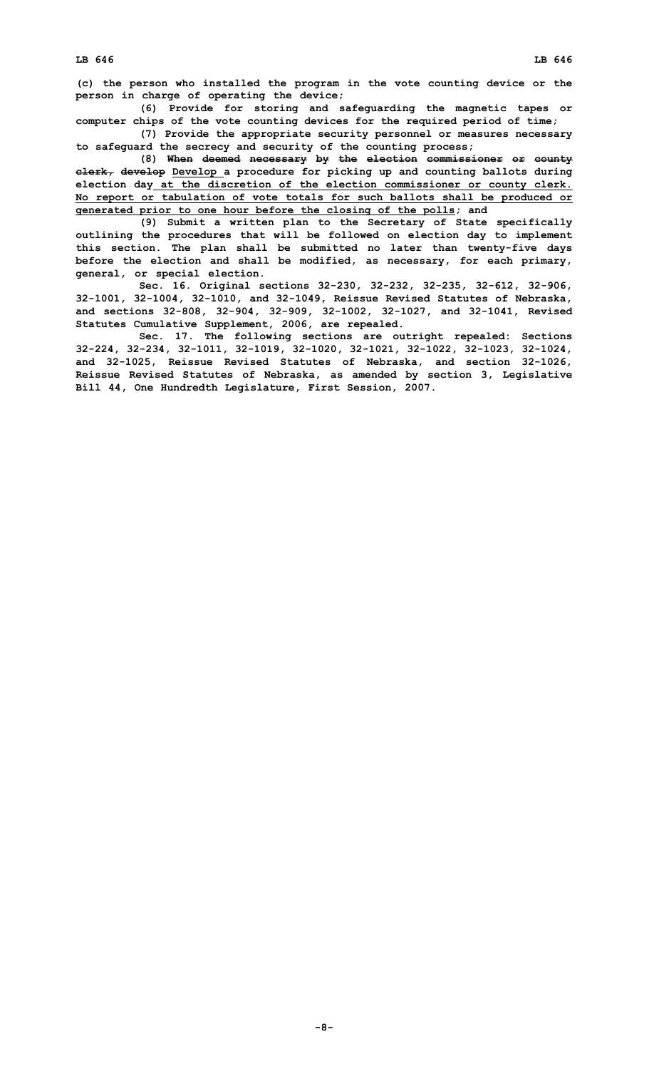(c) the person who installed the program in the vote counting device or the person in charge of operating the device;

(6) Provide for storing and safeguarding the magnetic tapes or computer chips of the vote counting devices for the required period of time;

(7) Provide the appropriate security personnel or measures necessary to safeguard the secrecy and security of the counting process;

(8) ~~When deemed necessary by the election commissioner or county clerk, develop~~ Develop a procedure for picking up and counting ballots during election day at the discretion of the election commissioner or county clerk. No report or tabulation of vote totals for such ballots shall be produced or generated prior to one hour before the closing of the polls; and

(9) Submit a written plan to the Secretary of State specifically outlining the procedures that will be followed on election day to implement this section. The plan shall be submitted no later than twenty-five days before the election and shall be modified, as necessary, for each primary, general, or special election.

Sec. 16. Original sections 32-230, 32-232, 32-235, 32-612, 32-906, 32-1001, 32-1004, 32-1010, and 32-1049, Reissue Revised Statutes of Nebraska, and sections 32-808, 32-904, 32-909, 32-1002, 32-1027, and 32-1041, Revised Statutes Cumulative Supplement, 2006, are repealed.

Sec. 17. The following sections are outright repealed: Sections 32-224, 32-234, 32-1011, 32-1019, 32-1020, 32-1021, 32-1022, 32-1023, 32-1024, and 32-1025, Reissue Revised Statutes of Nebraska, and section 32-1026, Reissue Revised Statutes of Nebraska, as amended by section 3, Legislative Bill 44, One Hundredth Legislature, First Session, 2007.